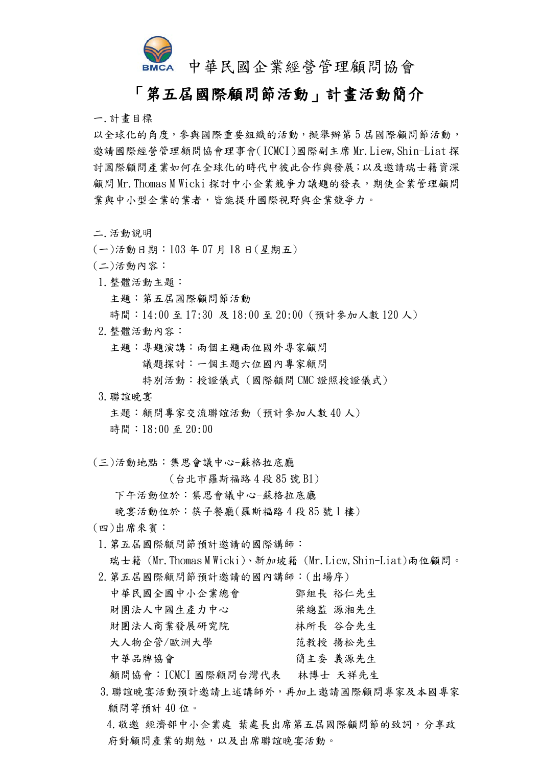# 中華民國企業經營管理顧問協會

## 「第五屆國際顧問節活動」計畫活動簡介

一.計畫目標

以全球化的角度，參與國際重要組織的活動，擬舉辦第5屆國際顧問節活動，邀請國際經營管理顧問協會理事會(ICMCI)國際副主席Mr.Liew,Shin-Liat探討國際顧問產業如何在全球化的時代中彼此合作與發展;以及邀請瑞士籍資深顧問Mr.Thomas M Wicki探討中小企業競爭力議題的發表，期使企業管理顧問業與中小型企業的業者，皆能提升國際視野與企業競爭力。

二.活動說明

(一)活動日期：103年07月18日(星期五)

(二)活動內容：

1.整體活動主題：

主題：第五屆國際顧問節活動

時間：14:00至17:30 及18:00至20:00（預計參加人數120人）

2.整體活動內容：

主題：專題演講：兩個主題兩位國外專家顧問

議題探討：一個主題六位國內專家顧問

特別活動：授證儀式（國際顧問CMC證照授證儀式）

3.聯誼晚宴

主題：顧問專家交流聯誼活動（預計參加人數40人）

時間：18:00至20:00

(三)活動地點：集思會議中心-蘇格拉底廳

(台北市羅斯福路4段85號B1)

下午活動位於：集思會議中心-蘇格拉底廳

晚宴活動位於：筷子餐廳(羅斯福路4段85號1樓)

(四)出席來賓：

1.第五屆國際顧問節預計邀請的國際講師：

瑞士籍（Mr.Thomas M Wicki)、新加坡籍（Mr.Liew,Shin-Liat)兩位顧問。

2.第五屆國際顧問節預計邀請的國內講師：(出場序)

| | |
|---|---|
| 中華民國全國中小企業總會 | 鄧組長 裕仁先生 |
| 財團法人中國生產力中心 | 梁總監 源湘先生 |
| 財團法人商業發展研究院 | 林所長 谷合先生 |
| 大人物企管/歐洲大學 | 范教授 揚松先生 |
| 中華品牌協會 | 簡主委 義源先生 |
| 顧問協會：ICMCI國際顧問台灣代表 | 林博士 天祥先生 |

3.聯誼晚宴活動預計邀請上述講師外，再加上邀請國際顧問專家及本國專家顧問等預計40位。

4.敬邀 經濟部中小企業處 葉處長出席第五屆國際顧問節的致詞，分享政府對顧問產業的期勉，以及出席聯誼晚宴活動。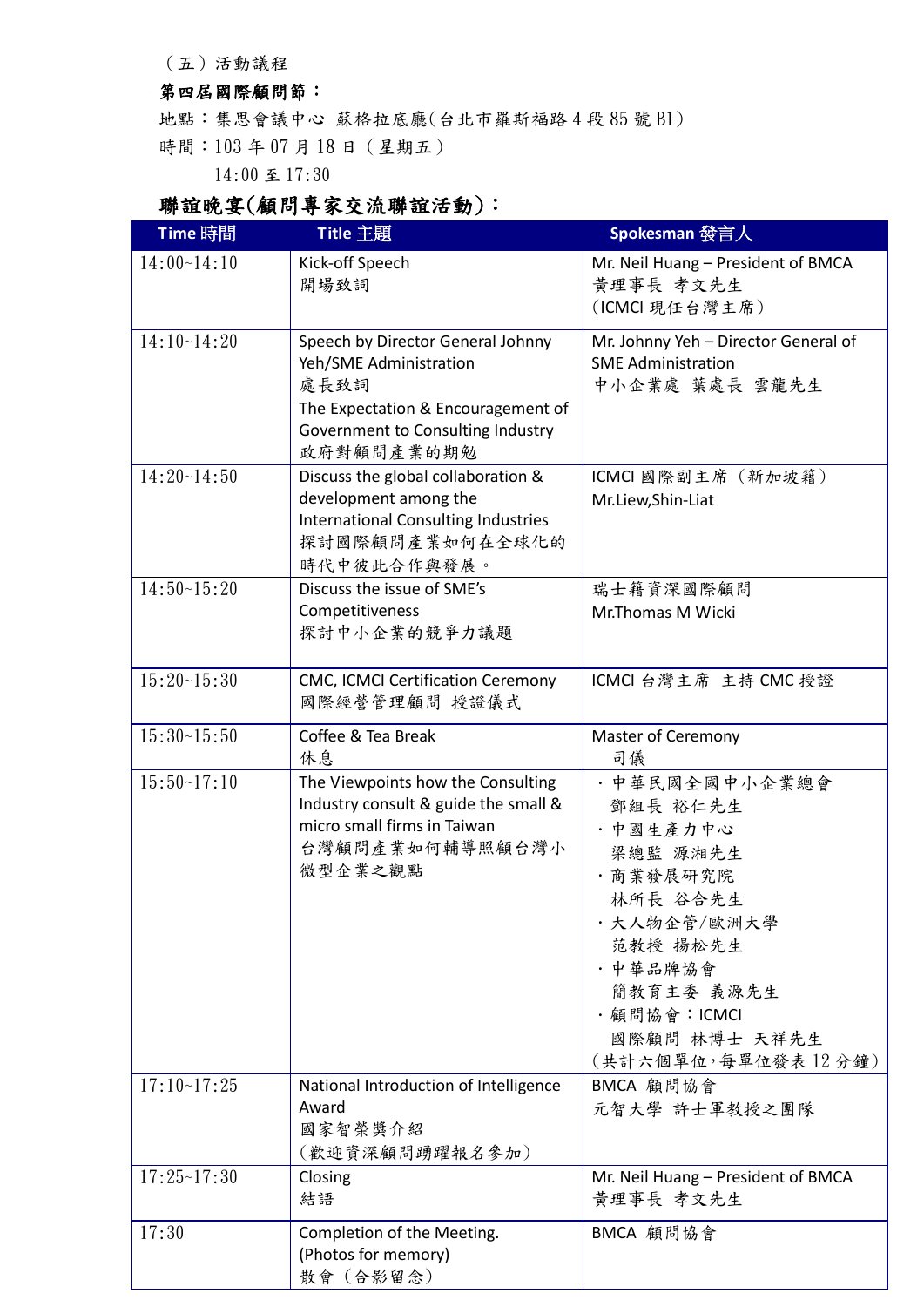（五）活動議程

**第四屆國際顧問節：**

地點：集思會議中心-蘇格拉底廳(台北市羅斯福路 4 段 85 號 B1)

時間：103 年 07 月 18 日（星期五）

14:00 至 17:30

## 聯誼晚宴(顧問專家交流聯誼活動)：

| Time 時間 | Title 主題 | Spokesman 發言人 |
|---|---|---|
| 14:00~14:10 | Kick-off Speech<br>開場致詞 | Mr. Neil Huang – President of BMCA<br>黃理事長 孝文先生<br>(ICMCI 現任台灣主席) |
| 14:10~14:20 | Speech by Director General Johnny Yeh/SME Administration<br>處長致詞<br>The Expectation & Encouragement of Government to Consulting Industry<br>政府對顧問產業的期勉 | Mr. Johnny Yeh – Director General of SME Administration<br>中小企業處 葉處長 雲龍先生 |
| 14:20~14:50 | Discuss the global collaboration & development among the International Consulting Industries<br>探討國際顧問產業如何在全球化的時代中彼此合作與發展。 | ICMCI 國際副主席（新加坡籍）<br>Mr.Liew,Shin-Liat |
| 14:50~15:20 | Discuss the issue of SME's Competitiveness<br>探討中小企業的競爭力議題 | 瑞士籍資深國際顧問<br>Mr.Thomas M Wicki |
| 15:20~15:30 | CMC, ICMCI Certification Ceremony<br>國際經營管理顧問 授證儀式 | ICMCI 台灣主席 主持 CMC 授證 |
| 15:30~15:50 | Coffee & Tea Break<br>休息 | Master of Ceremony<br>司儀 |
| 15:50~17:10 | The Viewpoints how the Consulting Industry consult & guide the small & micro small firms in Taiwan<br>台灣顧問產業如何輔導照顧台灣小微型企業之觀點 | ・中華民國全國中小企業總會<br>鄧組長 裕仁先生<br>・中國生產力中心<br>梁總監 源湘先生<br>・商業發展研究院<br>林所長 谷合先生<br>・大人物企管/歐洲大學<br>范教授 揚松先生<br>・中華品牌協會<br>簡教育主委 義源先生<br>・顧問協會：ICMCI<br>國際顧問 林博士 天祥先生<br>(共計六個單位，每單位發表 12 分鐘) |
| 17:10~17:25 | National Introduction of Intelligence Award<br>國家智榮獎介紹<br>(歡迎資深顧問踴躍報名參加) | BMCA 顧問協會<br>元智大學 許士軍教授之團隊 |
| 17:25~17:30 | Closing<br>結語 | Mr. Neil Huang – President of BMCA<br>黃理事長 孝文先生 |
| 17:30 | Completion of the Meeting.<br>(Photos for memory)<br>散會（合影留念） | BMCA 顧問協會 |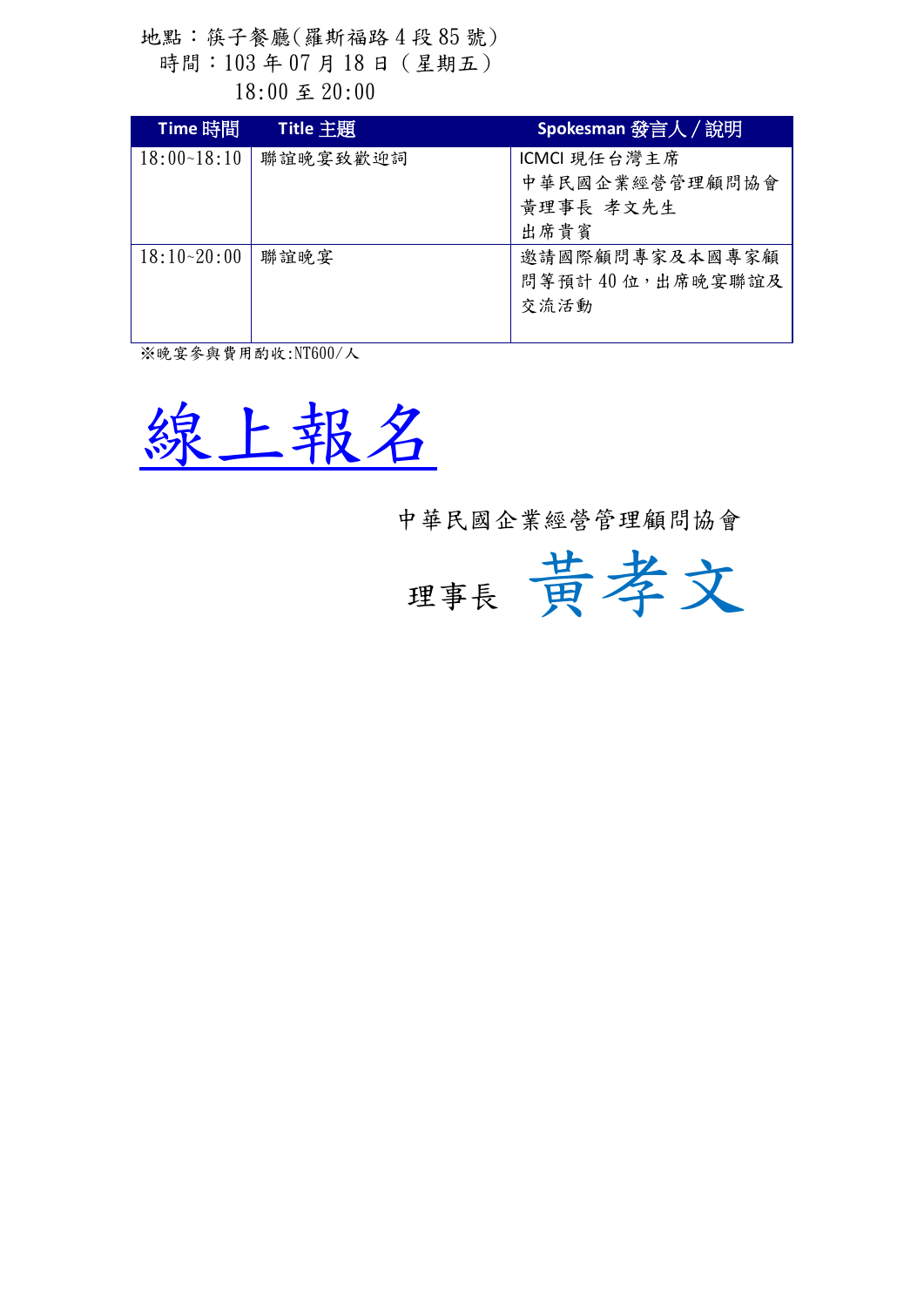地點：筷子餐廳(羅斯福路 4 段 85 號)

時間：103 年 07 月 18 日（星期五）

18:00 至 20:00

| Time 時間 | Title 主題 | Spokesman 發言人／說明 |
|---|---|---|
| 18:00~18:10 | 聯誼晚宴致歡迎詞 | ICMCI 現任台灣主席<br>中華民國企業經營管理顧問協會<br>黃理事長 孝文先生<br>出席貴賓 |
| 18:10~20:00 | 聯誼晚宴 | 邀請國際顧問專家及本國專家顧問等預計 40 位，出席晚宴聯誼及交流活動 |

※晚宴參與費用酌收:NT600/人

# 線上報名

中華民國企業經營管理顧問協會

理事長 黃孝文